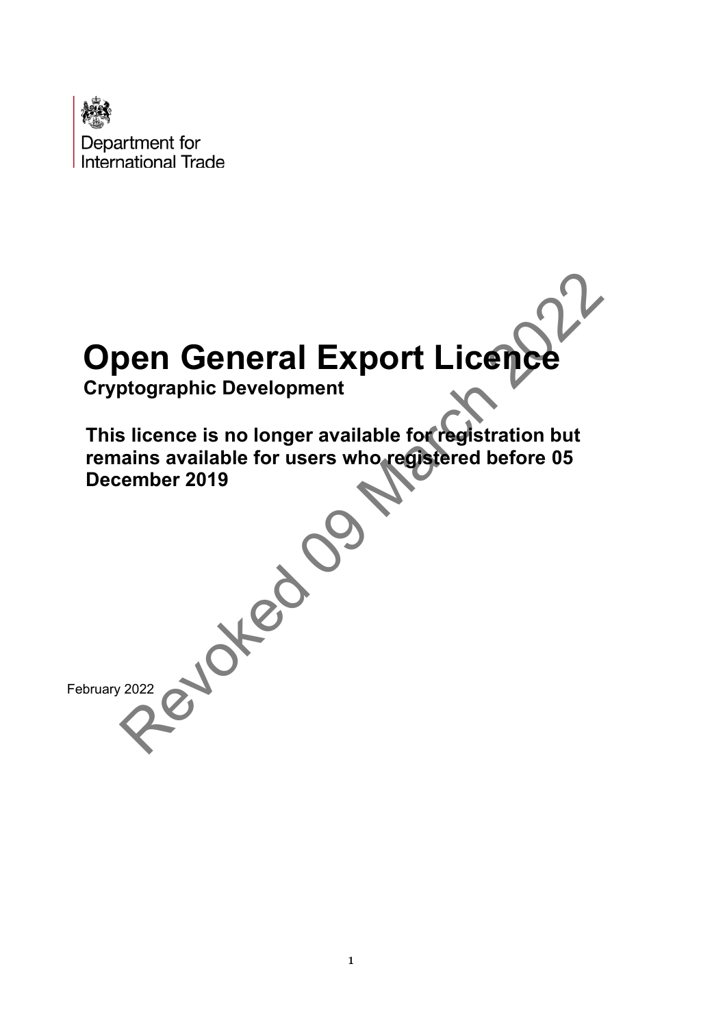Department for International Trade

# Open General Export Licence

**Cryptographic Development**

**This licence is no longer available for registration but remains available for users who registered before 05 December 2019**

Revoked 09 March 2022

February 2022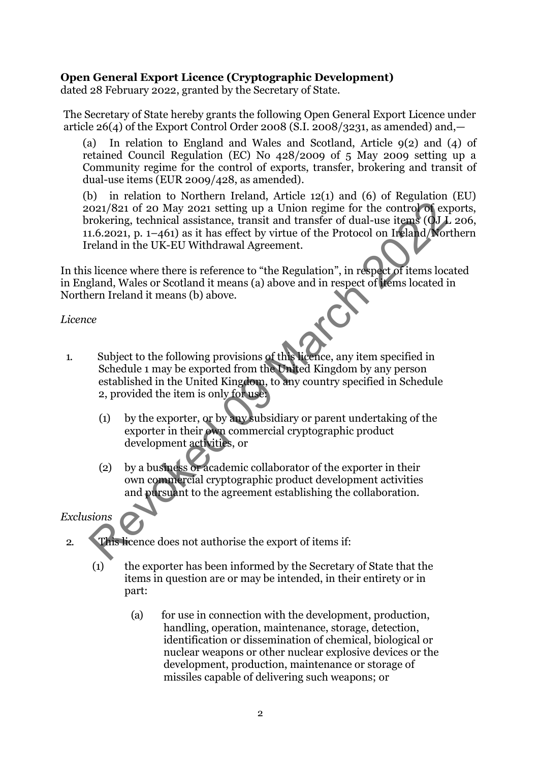**Open General Export Licence (Cryptographic Development)**
dated 28 February 2022, granted by the Secretary of State.

The Secretary of State hereby grants the following Open General Export Licence under article 26(4) of the Export Control Order 2008 (S.I. 2008/3231, as amended) and,—

(a) In relation to England and Wales and Scotland, Article 9(2) and (4) of retained Council Regulation (EC) No 428/2009 of 5 May 2009 setting up a Community regime for the control of exports, transfer, brokering and transit of dual-use items (EUR 2009/428, as amended).

(b) in relation to Northern Ireland, Article 12(1) and (6) of Regulation (EU) 2021/821 of 20 May 2021 setting up a Union regime for the control of exports, brokering, technical assistance, transit and transfer of dual-use items (OJ L 206, 11.6.2021, p. 1–461) as it has effect by virtue of the Protocol on Ireland/Northern Ireland in the UK-EU Withdrawal Agreement.

In this licence where there is reference to "the Regulation", in respect of items located in England, Wales or Scotland it means (a) above and in respect of items located in Northern Ireland it means (b) above.

*Licence*

1. Subject to the following provisions of this licence, any item specified in Schedule 1 may be exported from the United Kingdom by any person established in the United Kingdom, to any country specified in Schedule 2, provided the item is only for use:

   (1) by the exporter, or by any subsidiary or parent undertaking of the exporter in their own commercial cryptographic product development activities, or

   (2) by a business or academic collaborator of the exporter in their own commercial cryptographic product development activities and pursuant to the agreement establishing the collaboration.

*Exclusions*

2. This licence does not authorise the export of items if:

   (1) the exporter has been informed by the Secretary of State that the items in question are or may be intended, in their entirety or in part:

      (a) for use in connection with the development, production, handling, operation, maintenance, storage, detection, identification or dissemination of chemical, biological or nuclear weapons or other nuclear explosive devices or the development, production, maintenance or storage of missiles capable of delivering such weapons; or

Revoked 09 March 2022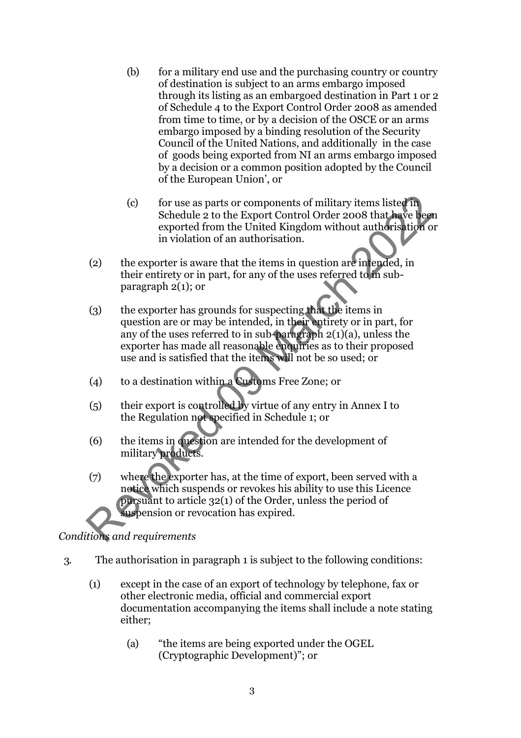(b) for a military end use and the purchasing country or country of destination is subject to an arms embargo imposed through its listing as an embargoed destination in Part 1 or 2 of Schedule 4 to the Export Control Order 2008 as amended from time to time, or by a decision of the OSCE or an arms embargo imposed by a binding resolution of the Security Council of the United Nations, and additionally in the case of goods being exported from NI an arms embargo imposed by a decision or a common position adopted by the Council of the European Union', or

(c) for use as parts or components of military items listed in Schedule 2 to the Export Control Order 2008 that have been exported from the United Kingdom without authorisation or in violation of an authorisation.

(2) the exporter is aware that the items in question are intended, in their entirety or in part, for any of the uses referred to in sub-paragraph 2(1); or

(3) the exporter has grounds for suspecting that the items in question are or may be intended, in their entirety or in part, for any of the uses referred to in sub-paragraph 2(1)(a), unless the exporter has made all reasonable enquiries as to their proposed use and is satisfied that the items will not be so used; or

(4) to a destination within a Customs Free Zone; or

(5) their export is controlled by virtue of any entry in Annex I to the Regulation not specified in Schedule 1; or

(6) the items in question are intended for the development of military products.

(7) where the exporter has, at the time of export, been served with a notice which suspends or revokes his ability to use this Licence pursuant to article 32(1) of the Order, unless the period of suspension or revocation has expired.

*Conditions and requirements*

3. The authorisation in paragraph 1 is subject to the following conditions:

(1) except in the case of an export of technology by telephone, fax or other electronic media, official and commercial export documentation accompanying the items shall include a note stating either;

(a) "the items are being exported under the OGEL (Cryptographic Development)"; or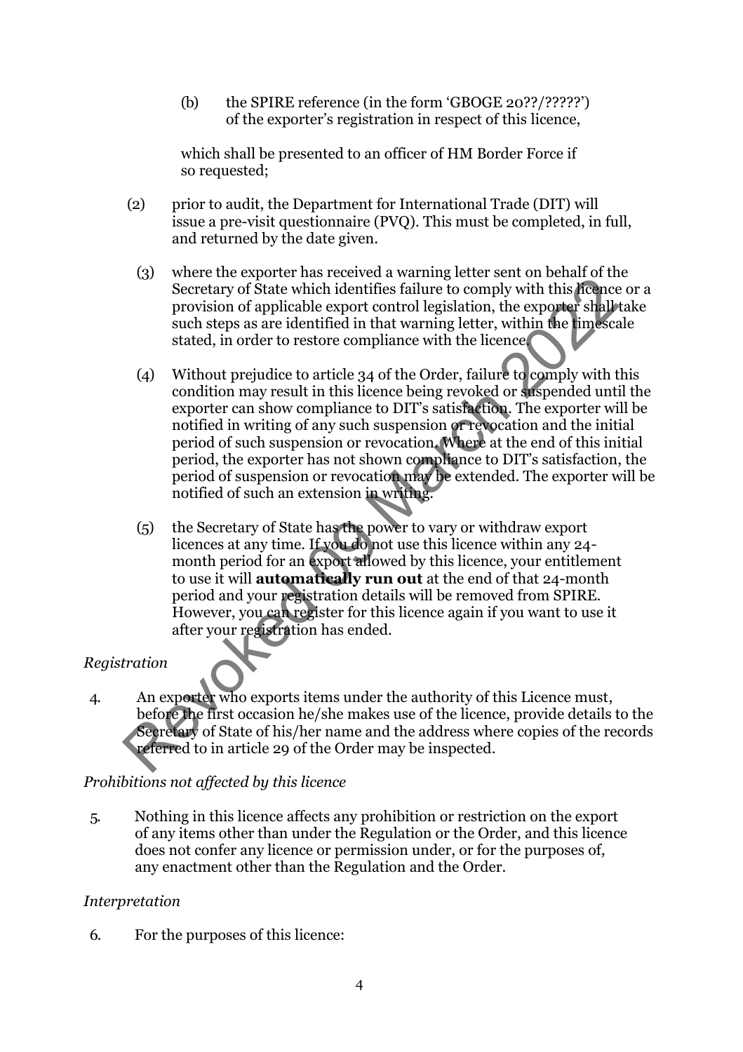(b) the SPIRE reference (in the form 'GBOGE 20??/?????') of the exporter's registration in respect of this licence,

which shall be presented to an officer of HM Border Force if so requested;

(2) prior to audit, the Department for International Trade (DIT) will issue a pre-visit questionnaire (PVQ). This must be completed, in full, and returned by the date given.

(3) where the exporter has received a warning letter sent on behalf of the Secretary of State which identifies failure to comply with this licence or a provision of applicable export control legislation, the exporter shall take such steps as are identified in that warning letter, within the timescale stated, in order to restore compliance with the licence.

(4) Without prejudice to article 34 of the Order, failure to comply with this condition may result in this licence being revoked or suspended until the exporter can show compliance to DIT's satisfaction. The exporter will be notified in writing of any such suspension or revocation and the initial period of such suspension or revocation. Where at the end of this initial period, the exporter has not shown compliance to DIT's satisfaction, the period of suspension or revocation may be extended. The exporter will be notified of such an extension in writing.

(5) the Secretary of State has the power to vary or withdraw export licences at any time. If you do not use this licence within any 24-month period for an export allowed by this licence, your entitlement to use it will **automatically run out** at the end of that 24-month period and your registration details will be removed from SPIRE. However, you can register for this licence again if you want to use it after your registration has ended.

*Registration*

4. An exporter who exports items under the authority of this Licence must, before the first occasion he/she makes use of the licence, provide details to the Secretary of State of his/her name and the address where copies of the records referred to in article 29 of the Order may be inspected.

*Prohibitions not affected by this licence*

5. Nothing in this licence affects any prohibition or restriction on the export of any items other than under the Regulation or the Order, and this licence does not confer any licence or permission under, or for the purposes of, any enactment other than the Regulation and the Order.

*Interpretation*

6. For the purposes of this licence:

Revoked 09 March 2022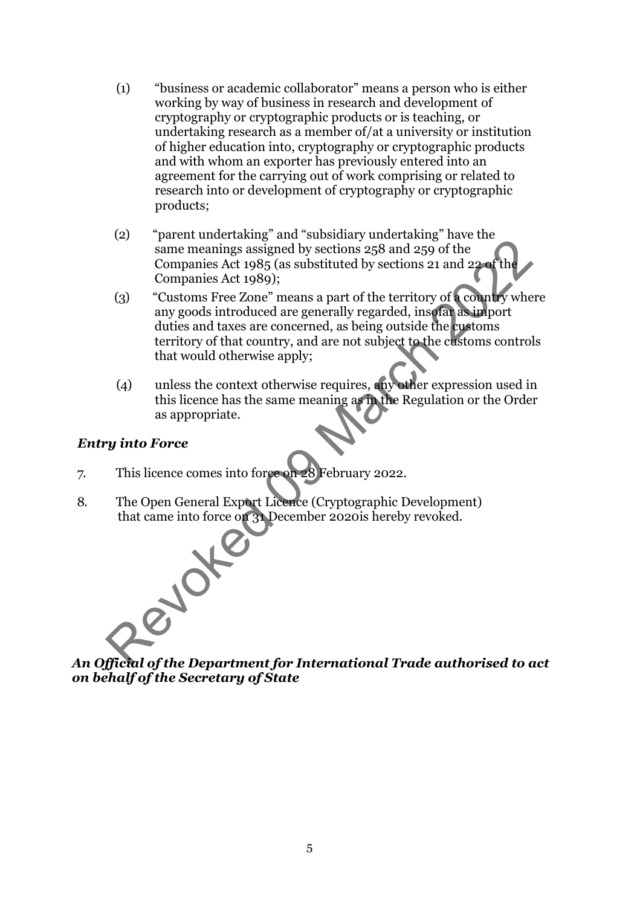(1) "business or academic collaborator" means a person who is either working by way of business in research and development of cryptography or cryptographic products or is teaching, or undertaking research as a member of/at a university or institution of higher education into, cryptography or cryptographic products and with whom an exporter has previously entered into an agreement for the carrying out of work comprising or related to research into or development of cryptography or cryptographic products;

(2) "parent undertaking" and "subsidiary undertaking" have the same meanings assigned by sections 258 and 259 of the Companies Act 1985 (as substituted by sections 21 and 22 of the Companies Act 1989);

(3) "Customs Free Zone" means a part of the territory of a country where any goods introduced are generally regarded, insofar as import duties and taxes are concerned, as being outside the customs territory of that country, and are not subject to the customs controls that would otherwise apply;

(4) unless the context otherwise requires, any other expression used in this licence has the same meaning as in the Regulation or the Order as appropriate.

### *Entry into Force*

7. This licence comes into force on 28 February 2022.

8. The Open General Export Licence (Cryptographic Development) that came into force on 31 December 2020is hereby revoked.

Revoked 09 March 2022

***An Official of the Department for International Trade authorised to act on behalf of the Secretary of State***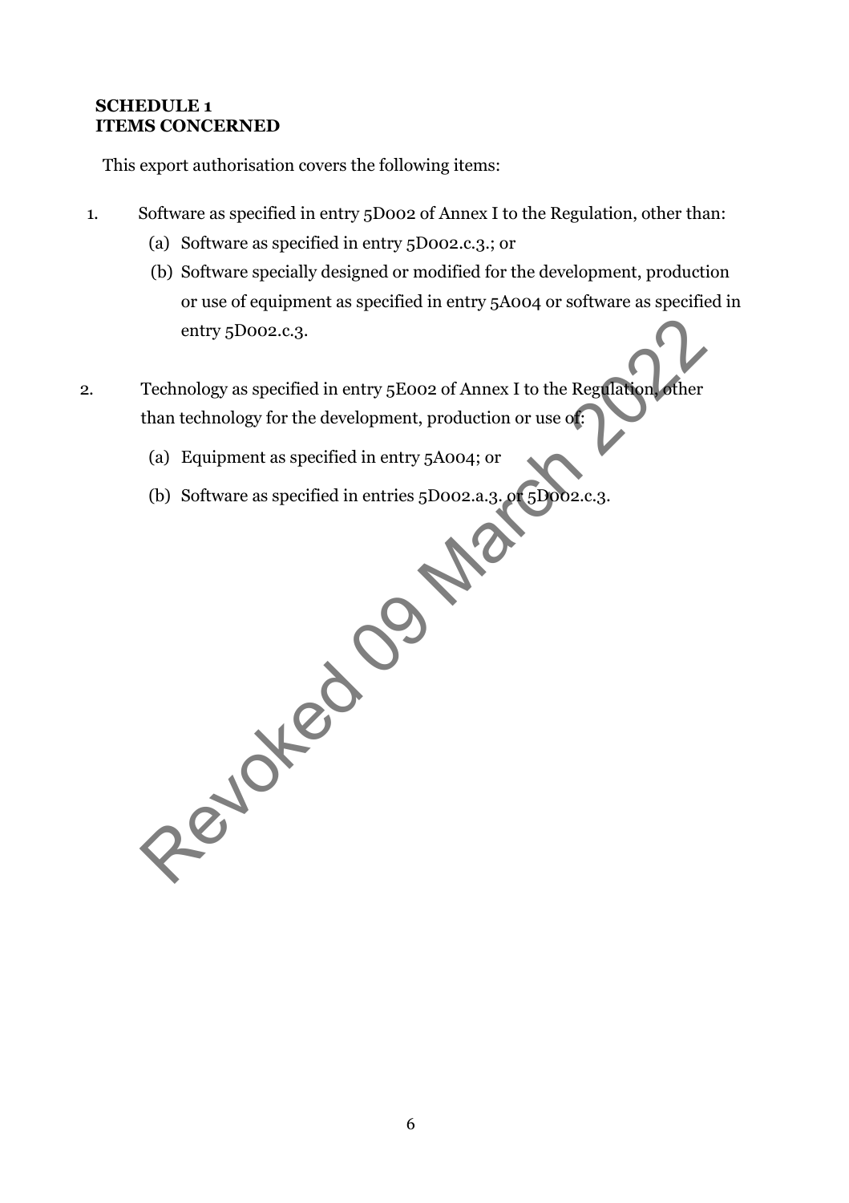**SCHEDULE 1**
**ITEMS CONCERNED**

This export authorisation covers the following items:

1. Software as specified in entry 5D002 of Annex I to the Regulation, other than:
   (a) Software as specified in entry 5D002.c.3.; or
   (b) Software specially designed or modified for the development, production or use of equipment as specified in entry 5A004 or software as specified in entry 5D002.c.3.

2. Technology as specified in entry 5E002 of Annex I to the Regulation, other than technology for the development, production or use of:
   (a) Equipment as specified in entry 5A004; or
   (b) Software as specified in entries 5D002.a.3. or 5D002.c.3.

Revoked 09 March 2022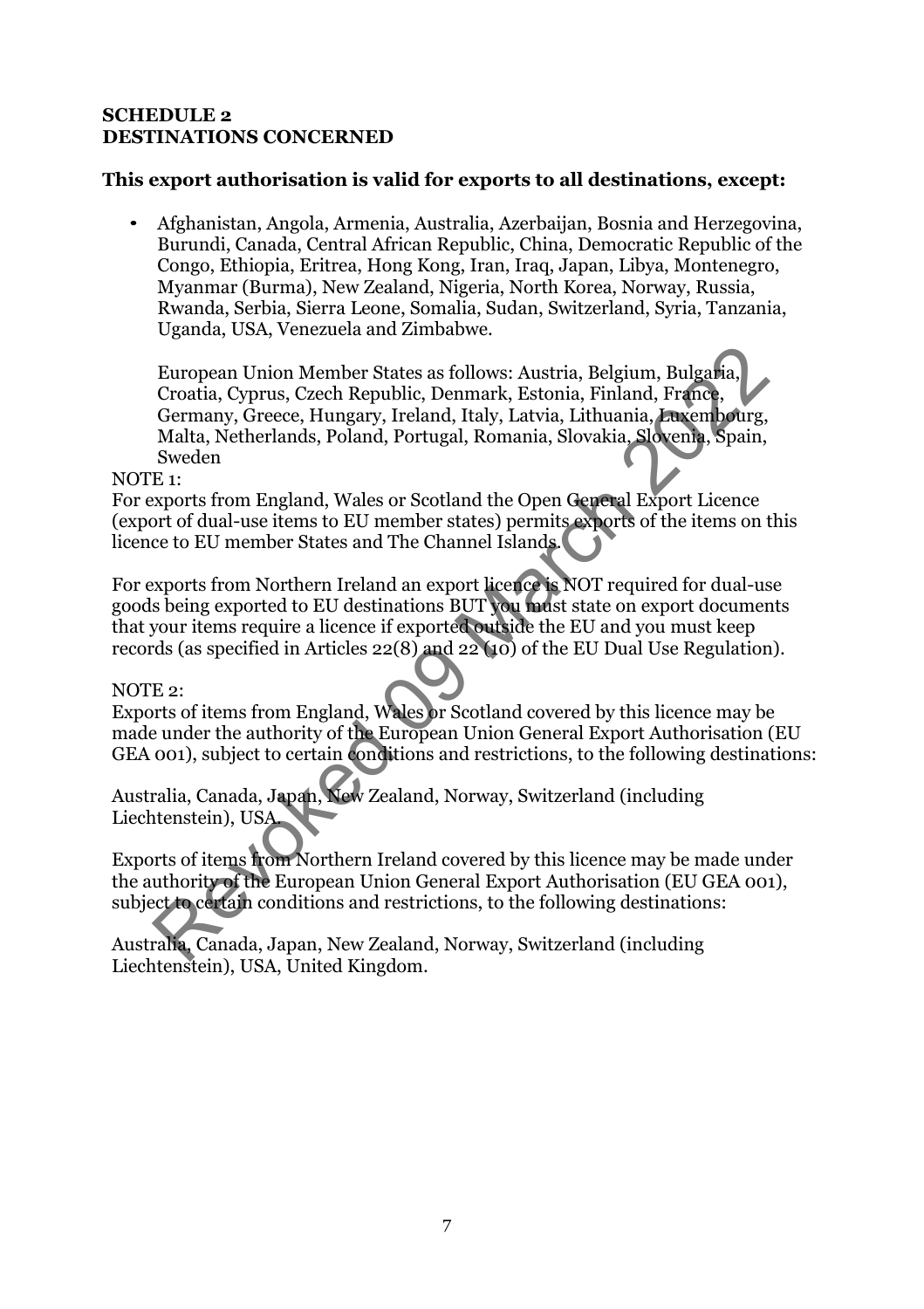**SCHEDULE 2**
**DESTINATIONS CONCERNED**

**This export authorisation is valid for exports to all destinations, except:**

- Afghanistan, Angola, Armenia, Australia, Azerbaijan, Bosnia and Herzegovina, Burundi, Canada, Central African Republic, China, Democratic Republic of the Congo, Ethiopia, Eritrea, Hong Kong, Iran, Iraq, Japan, Libya, Montenegro, Myanmar (Burma), New Zealand, Nigeria, North Korea, Norway, Russia, Rwanda, Serbia, Sierra Leone, Somalia, Sudan, Switzerland, Syria, Tanzania, Uganda, USA, Venezuela and Zimbabwe.

  European Union Member States as follows: Austria, Belgium, Bulgaria, Croatia, Cyprus, Czech Republic, Denmark, Estonia, Finland, France, Germany, Greece, Hungary, Ireland, Italy, Latvia, Lithuania, Luxembourg, Malta, Netherlands, Poland, Portugal, Romania, Slovakia, Slovenia, Spain, Sweden

NOTE 1:
For exports from England, Wales or Scotland the Open General Export Licence (export of dual-use items to EU member states) permits exports of the items on this licence to EU member States and The Channel Islands.

For exports from Northern Ireland an export licence is NOT required for dual-use goods being exported to EU destinations BUT you must state on export documents that your items require a licence if exported outside the EU and you must keep records (as specified in Articles 22(8) and 22 (10) of the EU Dual Use Regulation).

NOTE 2:
Exports of items from England, Wales or Scotland covered by this licence may be made under the authority of the European Union General Export Authorisation (EU GEA 001), subject to certain conditions and restrictions, to the following destinations:

Australia, Canada, Japan, New Zealand, Norway, Switzerland (including Liechtenstein), USA.

Exports of items from Northern Ireland covered by this licence may be made under the authority of the European Union General Export Authorisation (EU GEA 001), subject to certain conditions and restrictions, to the following destinations:

Australia, Canada, Japan, New Zealand, Norway, Switzerland (including Liechtenstein), USA, United Kingdom.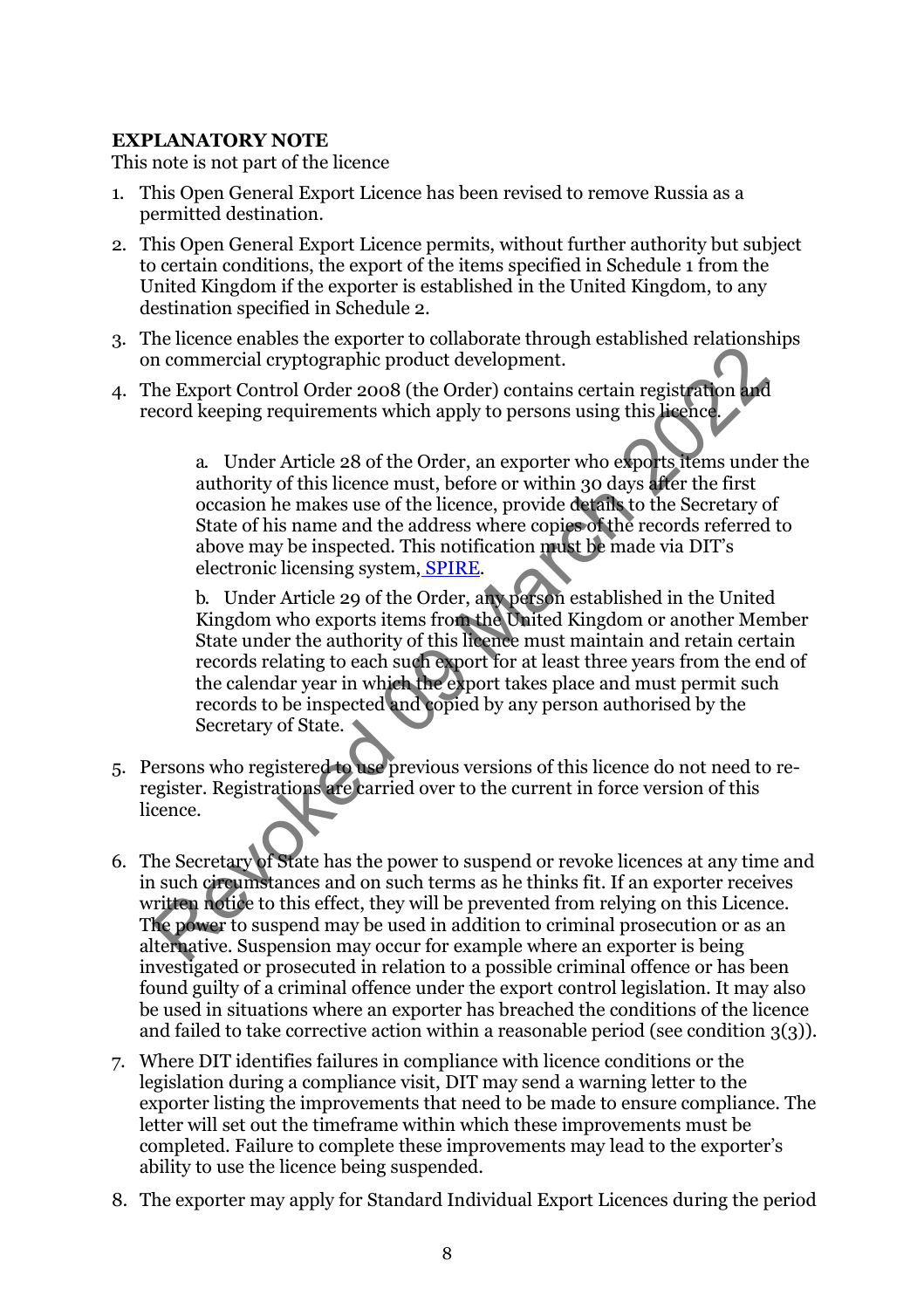**EXPLANATORY NOTE**

This note is not part of the licence

1. This Open General Export Licence has been revised to remove Russia as a permitted destination.
2. This Open General Export Licence permits, without further authority but subject to certain conditions, the export of the items specified in Schedule 1 from the United Kingdom if the exporter is established in the United Kingdom, to any destination specified in Schedule 2.
3. The licence enables the exporter to collaborate through established relationships on commercial cryptographic product development.
4. The Export Control Order 2008 (the Order) contains certain registration and record keeping requirements which apply to persons using this licence.

   a. Under Article 28 of the Order, an exporter who exports items under the authority of this licence must, before or within 30 days after the first occasion he makes use of the licence, provide details to the Secretary of State of his name and the address where copies of the records referred to above may be inspected. This notification must be made via DIT's electronic licensing system, [SPIRE](SPIRE).

   b. Under Article 29 of the Order, any person established in the United Kingdom who exports items from the United Kingdom or another Member State under the authority of this licence must maintain and retain certain records relating to each such export for at least three years from the end of the calendar year in which the export takes place and must permit such records to be inspected and copied by any person authorised by the Secretary of State.

5. Persons who registered to use previous versions of this licence do not need to re-register. Registrations are carried over to the current in force version of this licence.
6. The Secretary of State has the power to suspend or revoke licences at any time and in such circumstances and on such terms as he thinks fit. If an exporter receives written notice to this effect, they will be prevented from relying on this Licence. The power to suspend may be used in addition to criminal prosecution or as an alternative. Suspension may occur for example where an exporter is being investigated or prosecuted in relation to a possible criminal offence or has been found guilty of a criminal offence under the export control legislation. It may also be used in situations where an exporter has breached the conditions of the licence and failed to take corrective action within a reasonable period (see condition 3(3)).
7. Where DIT identifies failures in compliance with licence conditions or the legislation during a compliance visit, DIT may send a warning letter to the exporter listing the improvements that need to be made to ensure compliance. The letter will set out the timeframe within which these improvements must be completed. Failure to complete these improvements may lead to the exporter's ability to use the licence being suspended.
8. The exporter may apply for Standard Individual Export Licences during the period

Revoked 09 March 2022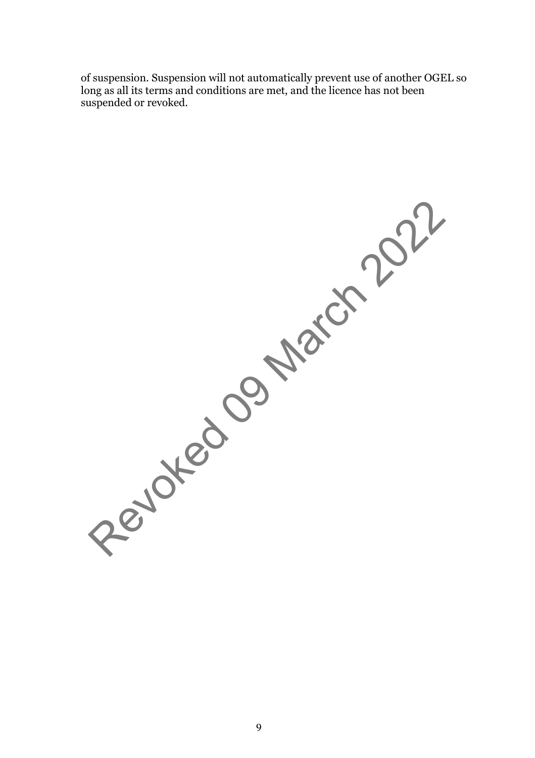of suspension. Suspension will not automatically prevent use of another OGEL so long as all its terms and conditions are met, and the licence has not been suspended or revoked.

Revoked 09 March 2022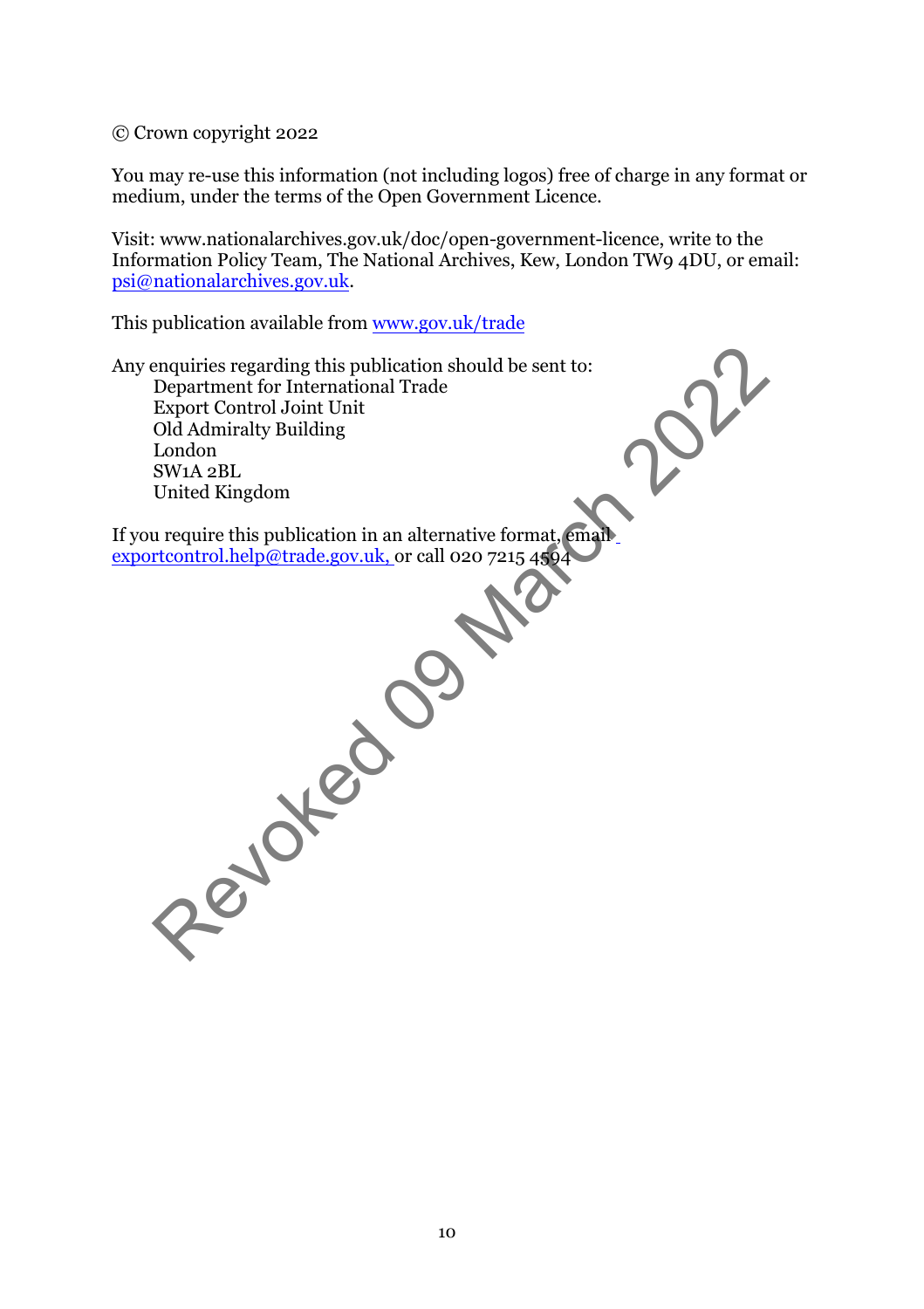© Crown copyright 2022

You may re-use this information (not including logos) free of charge in any format or medium, under the terms of the Open Government Licence.

Visit: www.nationalarchives.gov.uk/doc/open-government-licence, write to the Information Policy Team, The National Archives, Kew, London TW9 4DU, or email: psi@nationalarchives.gov.uk.

This publication available from www.gov.uk/trade

Any enquiries regarding this publication should be sent to:

Department for International Trade
Export Control Joint Unit
Old Admiralty Building
London
SW1A 2BL
United Kingdom

If you require this publication in an alternative format, email exportcontrol.help@trade.gov.uk, or call 020 7215 4594

Revoked 09 March 2022